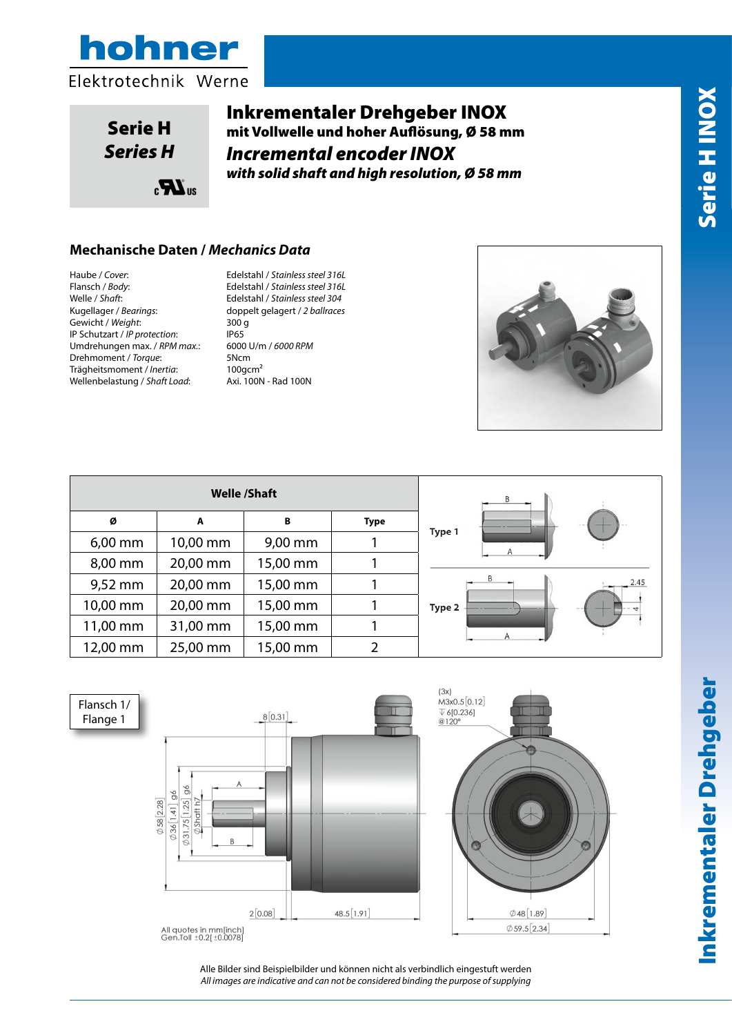**hohner**

Elektrotechnik Werne

**Serie H**
***Series H***

# Inkrementaler Drehgeber INOX

**mit Vollwelle und hoher Auflösung, Ø 58 mm**

# *Incremental encoder INOX*

***with solid shaft and high resolution, Ø 58 mm***

## Mechanische Daten / *Mechanics Data*

| | |
|---|---|
| Haube / *Cover*: | Edelstahl / *Stainless steel 316L* |
| Flansch / *Body*: | Edelstahl / *Stainless steel 316L* |
| Welle / *Shaft*: | Edelstahl / *Stainless steel 304* |
| Kugellager / *Bearings*: | doppelt gelagert / *2 ballraces* |
| Gewicht / *Weight*: | 300 g |
| IP Schutzart / *IP protection*: | IP65 |
| Umdrehungen max. / *RPM max.*: | 6000 U/m / *6000 RPM* |
| Drehmoment / *Torque*: | 5Ncm |
| Trägheitsmoment / *Inertia*: | 100gcm² |
| Wellenbelastung / *Shaft Load*: | Axi. 100N - Rad 100N |

**Welle /Shaft**

| Ø | A | B | Type |
|---|---|---|---|
| 6,00 mm | 10,00 mm | 9,00 mm | 1 |
| 8,00 mm | 20,00 mm | 15,00 mm | 1 |
| 9,52 mm | 20,00 mm | 15,00 mm | 1 |
| 10,00 mm | 20,00 mm | 15,00 mm | 1 |
| 11,00 mm | 31,00 mm | 15,00 mm | 1 |
| 12,00 mm | 25,00 mm | 15,00 mm | 2 |

Type 1

Type 2

2.45

4

Flansch 1/
Flange 1

8[0.31]

A

B

Ø58[2.28] Ø36[1.41] g6 Ø31.75[1.25] g6 ØShaft h7

2[0.08]

48.5[1.91]

(3x)
M3x0.5[0.12]
↧6[0.236]
@120°

Ø48[1.89]

Ø59.5[2.34]

All quotes in mm[inch]
Gen.Toll ±0.2[±0.0078]

Alle Bilder sind Beispielbilder und können nicht als verbindlich eingestuft werden
*All images are indicative and can not be considered binding the purpose of supplying*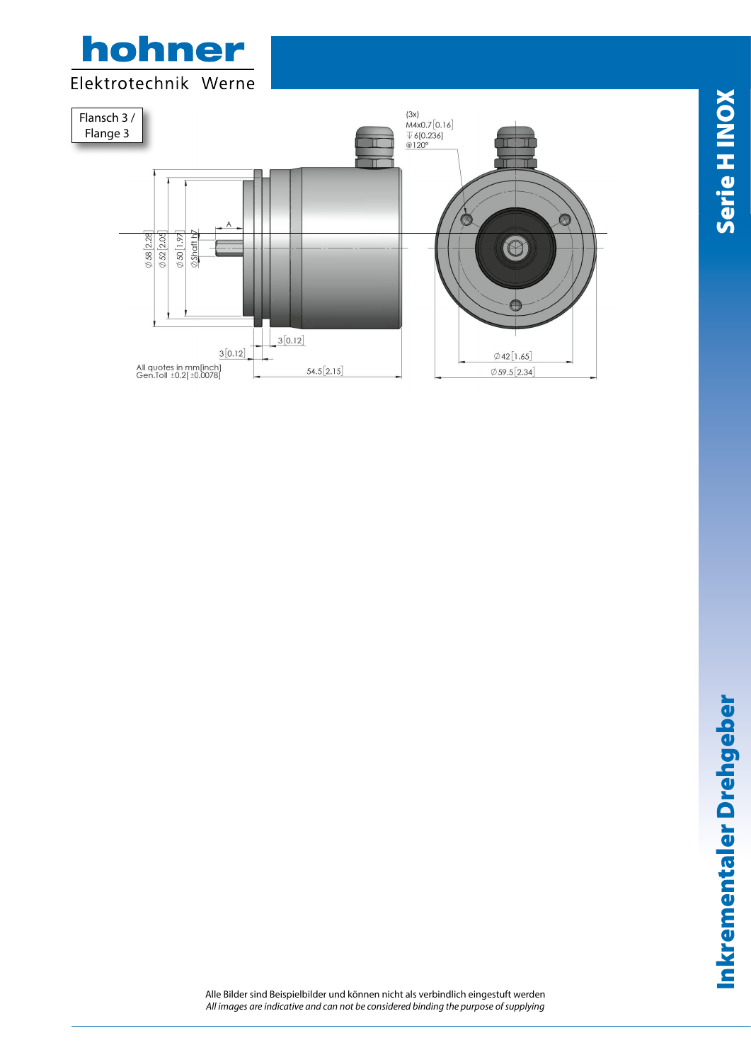Flansch 3 /
Flange 3

(3x)
M4x0.7 [0.16]
↧ 6[0.236]
@120°

∅ 58 [2.28]
∅ 52 [2.05]
∅ 50 [1.97]
∅Shaft h7

A

3 [0.12]

3 [0.12]

54.5 [2.15]

∅ 42 [1.65]

∅ 59.5 [2.34]

All quotes in mm[inch]
Gen.Toll ±0.2[ ±0.0078]

Alle Bilder sind Beispielbilder und können nicht als verbindlich eingestuft werden
*All images are indicative and can not be considered binding the purpose of supplying*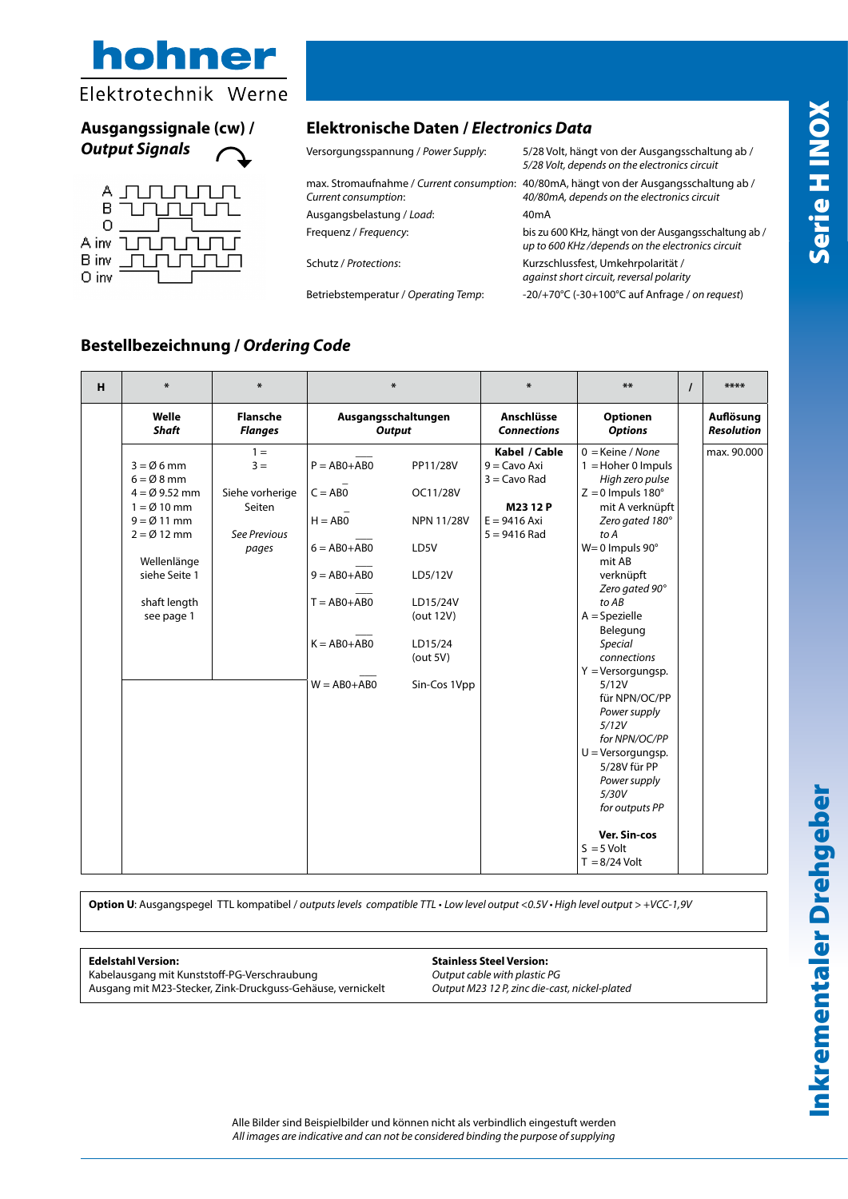# hohner Elektrotechnik Werne

## Ausgangssignale (cw) / *Output Signals*

A, B, 0, A inv, B inv, 0 inv

## Elektronische Daten / *Electronics Data*

| | |
|---|---|
| Versorgungsspannung / *Power Supply*: | 5/28 Volt, hängt von der Ausgangsschaltung ab / *5/28 Volt, depends on the electronics circuit* |
| max. Stromaufnahme / *Current consumption*: *Current consumption*: | 40/80mA, hängt von der Ausgangsschaltung ab / *40/80mA, depends on the electronics circuit* |
| Ausgangsbelastung / *Load*: | 40mA |
| Frequenz / *Frequency*: | bis zu 600 KHz, hängt von der Ausgangsschaltung ab / *up to 600 KHz /depends on the electronics circuit* |
| Schutz / *Protections*: | Kurzschlussfest, Umkehrpolarität / *against short circuit, reversal polarity* |
| Betriebstemperatur / *Operating Temp*: | -20/+70°C (-30+100°C auf Anfrage / *on request*) |

## Bestellbezeichnung / *Ordering Code*

| H | * | * | * | | * | ** | / | **** |
|---|---|---|---|---|---|---|---|---|
| | **Welle** ***Shaft*** | **Flansche** ***Flanges*** | **Ausgangsschaltungen** ***Output*** | | **Anschlüsse** ***Connections*** | **Optionen** ***Options*** | | **Auflösung** ***Resolution*** |
| | 3 = Ø 6 mm<br>6 = Ø 8 mm<br>4 = Ø 9.52 mm<br>1 = Ø 10 mm<br>9 = Ø 11 mm<br>2 = Ø 12 mm<br><br>Wellenlänge siehe Seite 1<br><br>shaft length see page 1 | 1 =<br>3 =<br><br>Siehe vorherige Seiten<br><br>*See Previous pages* | P = AB0+A̅B̅0̅<br>C = AB0̅<br>H = AB0̅<br>6 = AB0+A̅B̅0̅<br>9 = AB0+A̅B̅0̅<br>T = AB0+A̅B̅0̅<br><br>K = AB0+A̅B̅0̅<br><br>W = AB0+A̅B̅0̅ | PP11/28V<br>OC11/28V<br>NPN 11/28V<br>LD5V<br>LD5/12V<br>LD15/24V (out 12V)<br>LD15/24 (out 5V)<br>Sin-Cos 1Vpp | **Kabel / Cable**<br>9 = Cavo Axi<br>3 = Cavo Rad<br><br>**M23 12 P**<br>E = 9416 Axi<br>5 = 9416 Rad | 0 = Keine / *None*<br>1 = Hoher 0 Impuls *High zero pulse*<br>Z = 0 Impuls 180° mit A verknüpft *Zero gated 180° to A*<br>W= 0 Impuls 90° mit AB verknüpft *Zero gated 90° to AB*<br>A = Spezielle Belegung *Special connections*<br>Y = Versorgungsp. 5/12V für NPN/OC/PP *Power supply 5/12V for NPN/OC/PP*<br>U = Versorgungsp. 5/28V für PP *Power supply 5/30V for outputs PP*<br><br>**Ver. Sin-cos**<br>S = 5 Volt<br>T = 8/24 Volt | | max. 90.000 |

**Option U**: Ausgangspegel TTL kompatibel / *outputs levels compatible TTL • Low level output <0.5V • High level output > +VCC-1,9V*

**Edelstahl Version:**
Kabelausgang mit Kunststoff-PG-Verschraubung
Ausgang mit M23-Stecker, Zink-Druckguss-Gehäuse, vernickelt

**Stainless Steel Version:**
*Output cable with plastic PG*
*Output M23 12 P, zinc die-cast, nickel-plated*

Alle Bilder sind Beispielbilder und können nicht als verbindlich eingestuft werden
*All images are indicative and can not be considered binding the purpose of supplying*

Serie H INOX

Inkrementaler Drehgeber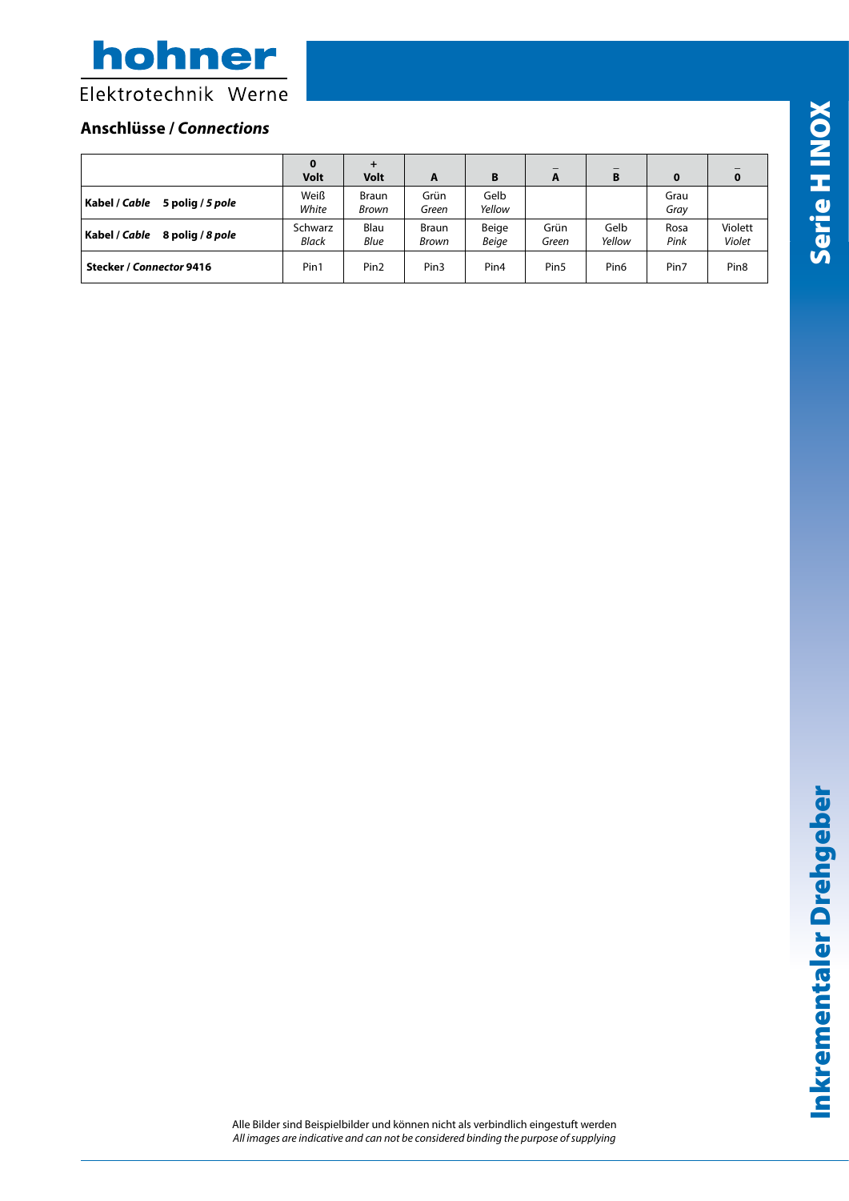## Anschlüsse / *Connections*

| | 0 Volt | + Volt | A | B | $\overline{A}$ | $\overline{B}$ | 0 | $\overline{0}$ |
|---|---|---|---|---|---|---|---|---|
| **Kabel / *Cable* 5 polig / *5 pole*** | Weiß *White* | Braun *Brown* | Grün *Green* | Gelb *Yellow* | | | Grau *Gray* | |
| **Kabel / *Cable* 8 polig / *8 pole*** | Schwarz *Black* | Blau *Blue* | Braun *Brown* | Beige *Beige* | Grün *Green* | Gelb *Yellow* | Rosa *Pink* | Violett *Violet* |
| **Stecker / *Connector* 9416** | Pin1 | Pin2 | Pin3 | Pin4 | Pin5 | Pin6 | Pin7 | Pin8 |

Alle Bilder sind Beispielbilder und können nicht als verbindlich eingestuft werden
*All images are indicative and can not be considered binding the purpose of supplying*